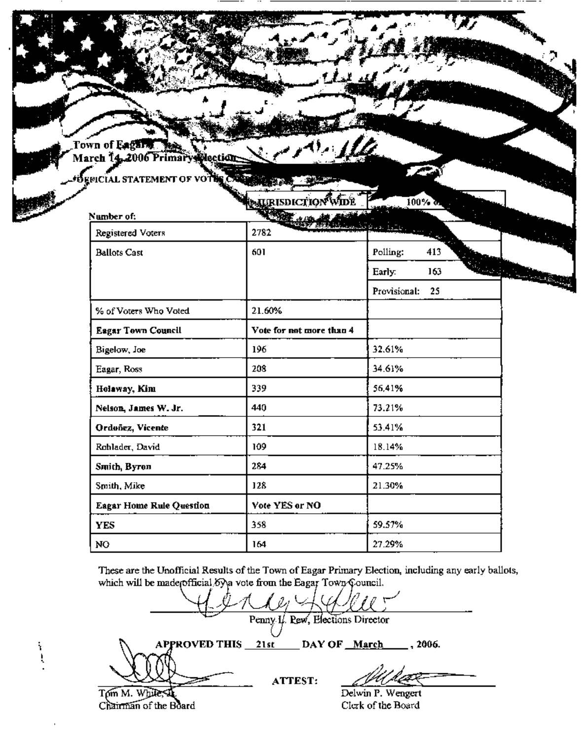**Town of Eagar**
**March 14, 2006 Primary Election**

**OFFICIAL STATEMENT OF VOTES CAST**

| Number of: | JURISDICTION WIDE | 100% of |
|---|---|---|
| Registered Voters | 2782 | |
| Ballots Cast | 601 | Polling: 413 |
| | | Early: 163 |
| | | Provisional: 25 |
| % of Voters Who Voted | 21.60% | |
| **Eagar Town Council** | **Vote for not more than 4** | |
| Bigelow, Joe | 196 | 32.61% |
| Eagar, Ross | 208 | 34.61% |
| **Holaway, Kim** | 339 | 56.41% |
| **Nelson, James W. Jr.** | 440 | 73.21% |
| **Ordoñez, Vicente** | 321 | 53.41% |
| Rohlader, David | 109 | 18.14% |
| **Smith, Byron** | 284 | 47.25% |
| Smith, Mike | 128 | 21.30% |
| **Eagar Home Rule Question** | **Vote YES or NO** | |
| **YES** | 358 | 59.57% |
| NO | 164 | 27.29% |

These are the Unofficial Results of the Town of Eagar Primary Election, including any early ballots, which will be made official by a vote from the Eagar Town Council.

Penny L. Pew, Elections Director

**APPROVED THIS 21st DAY OF March, 2006.**

Tom M. White, Jr.
Chairman of the Board

**ATTEST:**

Delwin P. Wengert
Clerk of the Board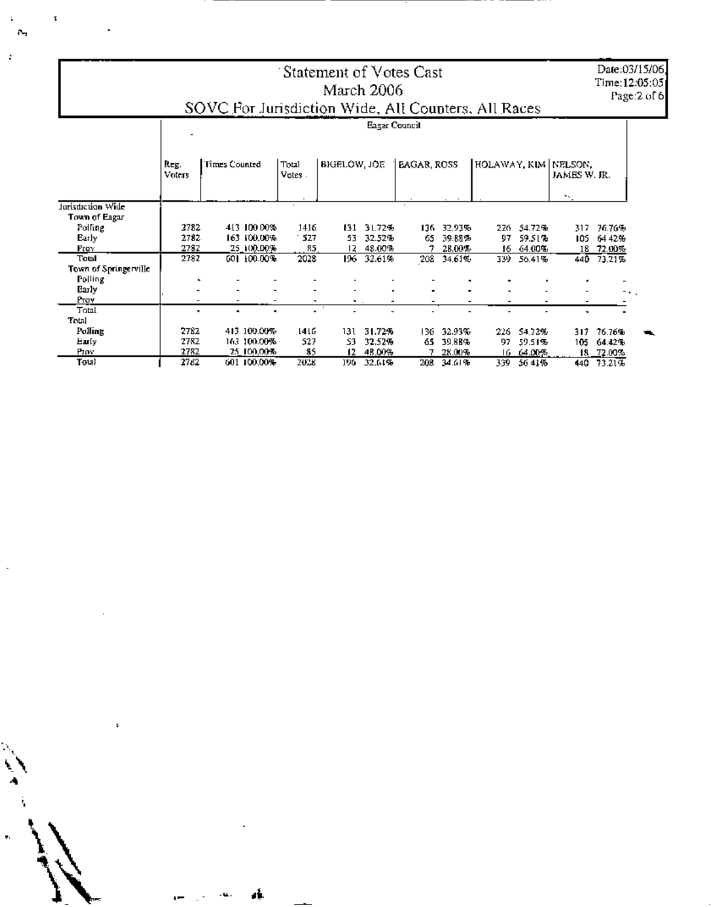# Statement of Votes Cast
## March 2006
### SOVC For Jurisdiction Wide, All Counters, All Races

Date:03/15/06
Time:12:05:05

**Eagar Council**

| | Reg. Voters | Times Counted | | Total Votes | BIGELOW, JOE | | EAGAR, ROSS | | HOLAWAY, KIM | | NELSON, JAMES W. JR. | |
|---|---|---|---|---|---|---|---|---|---|---|---|---|
| **Jurisdiction Wide** | | | | | | | | | | | | |
| **Town of Eagar** | | | | | | | | | | | | |
| Polling | 2782 | 413 | 100.00% | 1416 | 131 | 31.72% | 136 | 32.93% | 226 | 54.72% | 317 | 76.76% |
| Early | 2782 | 163 | 100.00% | 527 | 53 | 32.52% | 65 | 39.88% | 97 | 59.51% | 105 | 64.42% |
| Prov | 2782 | 25 | 100.00% | 85 | 12 | 48.00% | 7 | 28.00% | 16 | 64.00% | 18 | 72.00% |
| Total | 2782 | 601 | 100.00% | 2028 | 196 | 32.61% | 208 | 34.61% | 339 | 56.41% | 440 | 73.21% |
| **Town of Springerville** | | | | | | | | | | | | |
| Polling | - | - | - | - | - | - | - | - | - | - | - | - |
| Early | - | - | - | - | - | - | - | - | - | - | - | - |
| Prov | - | - | - | - | - | - | - | - | - | - | - | - |
| Total | - | - | - | - | - | - | - | - | - | - | - | - |
| **Total** | | | | | | | | | | | | |
| Polling | 2782 | 413 | 100.00% | 1416 | 131 | 31.72% | 136 | 32.93% | 226 | 54.72% | 317 | 76.76% |
| Early | 2782 | 163 | 100.00% | 527 | 53 | 32.52% | 65 | 39.88% | 97 | 59.51% | 105 | 64.42% |
| Prov | 2782 | 25 | 100.00% | 85 | 12 | 48.00% | 7 | 28.00% | 16 | 64.00% | 18 | 72.00% |
| Total | 2782 | 601 | 100.00% | 2028 | 196 | 32.61% | 208 | 34.61% | 339 | 56.41% | 440 | 73.21% |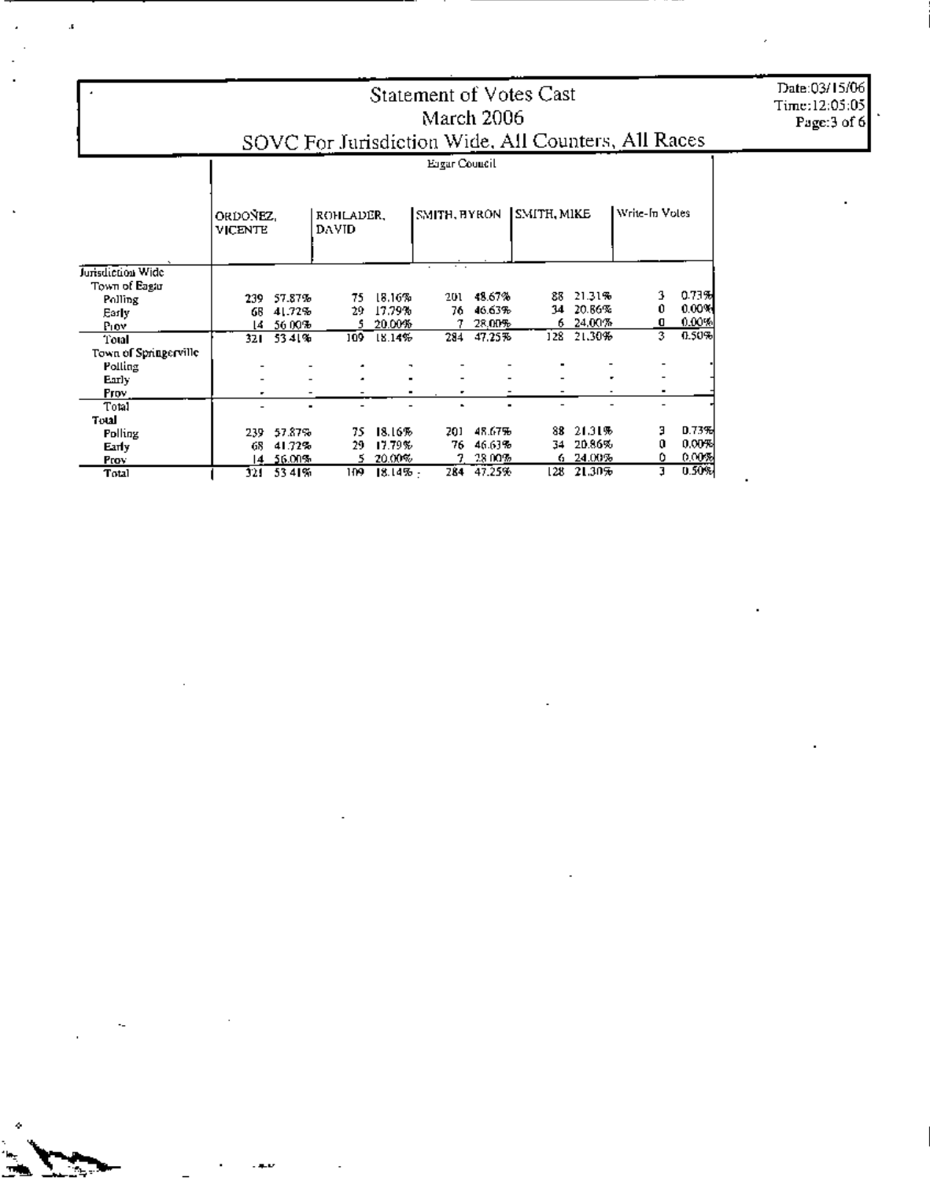# Statement of Votes Cast

## March 2006

### SOVC For Jurisdiction Wide, All Counters, All Races

Date:03/15/06
Time:12:05:05

| | Eagar Council | | | | | | | | | |
|---|---|---|---|---|---|---|---|---|---|---|
| | ORDOÑEZ, VICENTE | | ROHLADER, DAVID | | SMITH, BYRON | | SMITH, MIKE | | Write-In Votes | |
| **Jurisdiction Wide** | | | | | | | | | | |
| Town of Eagar | | | | | | | | | | |
| Polling | 239 | 57.87% | 75 | 18.16% | 201 | 48.67% | 88 | 21.31% | 3 | 0.73% |
| Early | 68 | 41.72% | 29 | 17.79% | 76 | 46.63% | 34 | 20.86% | 0 | 0.00% |
| Prov | 14 | 56.00% | 5 | 20.00% | 7 | 28.00% | 6 | 24.00% | 0 | 0.00% |
| Total | 321 | 53.41% | 109 | 18.14% | 284 | 47.25% | 128 | 21.30% | 3 | 0.50% |
| Town of Springerville | | | | | | | | | | |
| Polling | - | - | - | - | - | - | - | - | - | - |
| Early | - | - | - | - | - | - | - | - | - | - |
| Prov | - | - | - | - | - | - | - | - | - | - |
| Total | - | - | - | - | - | - | - | - | - | - |
| **Total** | | | | | | | | | | |
| Polling | 239 | 57.87% | 75 | 18.16% | 201 | 48.67% | 88 | 21.31% | 3 | 0.73% |
| Early | 68 | 41.72% | 29 | 17.79% | 76 | 46.63% | 34 | 20.86% | 0 | 0.00% |
| Prov | 14 | 56.00% | 5 | 20.00% | 7 | 28.00% | 6 | 24.00% | 0 | 0.00% |
| Total | 321 | 53.41% | 109 | 18.14% | 284 | 47.25% | 128 | 21.30% | 3 | 0.50% |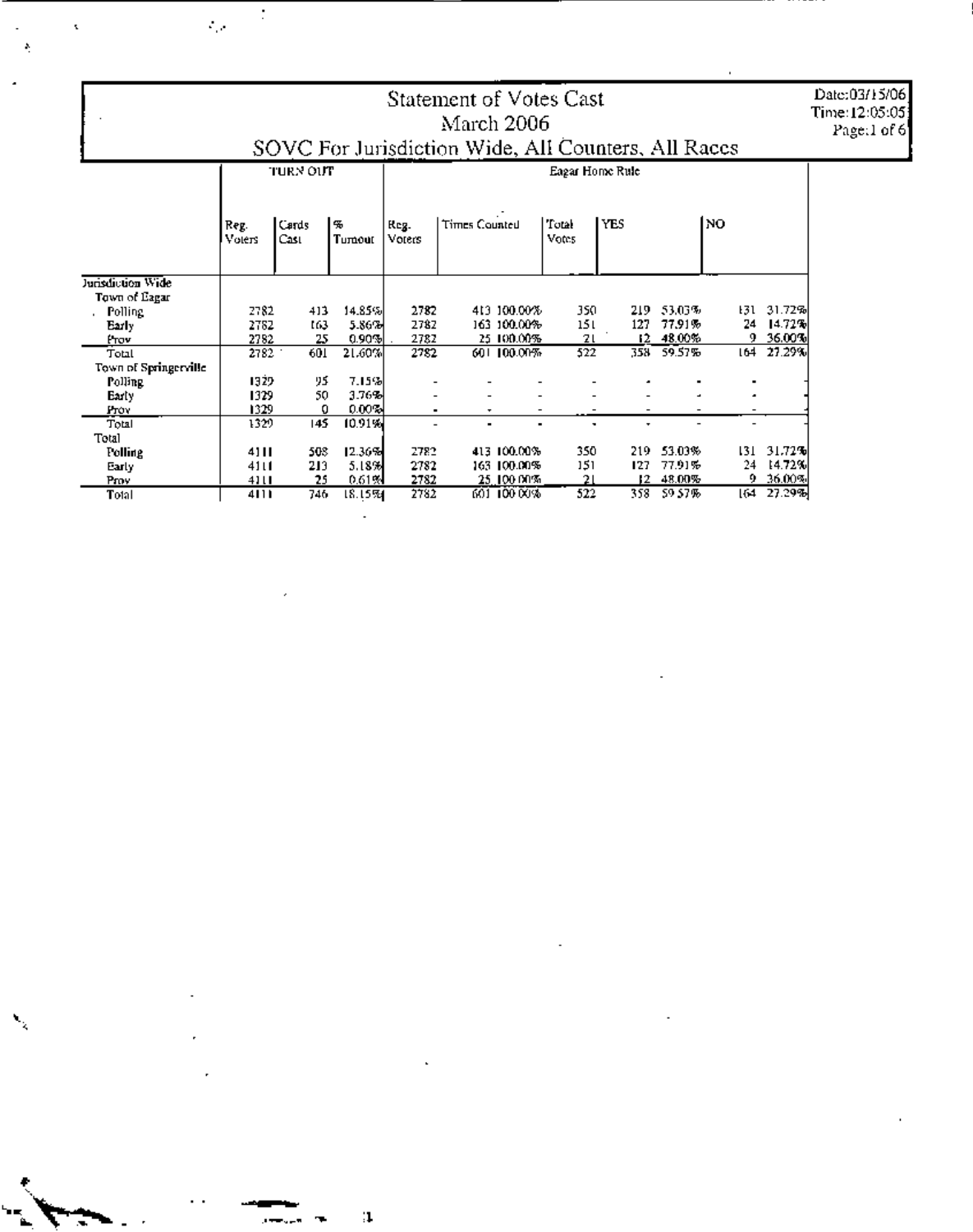# Statement of Votes Cast

## March 2006

### SOVC For Jurisdiction Wide, All Counters, All Races

Date:03/15/06
Time:12:05:05

| | TURN OUT | | | Eagar Home Rule | | | | | | | |
|---|---|---|---|---|---|---|---|---|---|---|---|
| | Reg. Voters | Cards Cast | % Turnout | Reg. Voters | Times Counted | | Total Votes | YES | | NO | |
| **Jurisdiction Wide** | | | | | | | | | | | |
| Town of Eagar | | | | | | | | | | | |
| Polling | 2782 | 413 | 14.85% | 2782 | 413 | 100.00% | 350 | 219 | 53.03% | 131 | 31.72% |
| Early | 2782 | 163 | 5.86% | 2782 | 163 | 100.00% | 151 | 127 | 77.91% | 24 | 14.72% |
| Prov | 2782 | 25 | 0.90% | 2782 | 25 | 100.00% | 21 | 12 | 48.00% | 9 | 36.00% |
| Total | 2782 | 601 | 21.60% | 2782 | 601 | 100.00% | 522 | 358 | 59.57% | 164 | 27.29% |
| Town of Springerville | | | | | | | | | | | |
| Polling | 1329 | 95 | 7.15% | - | - | - | - | - | - | - | - |
| Early | 1329 | 50 | 3.76% | - | - | - | - | - | - | - | - |
| Prov | 1329 | 0 | 0.00% | - | - | - | - | - | - | - | - |
| Total | 1329 | 145 | 10.91% | - | - | - | - | - | - | - | - |
| Total | | | | | | | | | | | |
| Polling | 4111 | 508 | 12.36% | 2782 | 413 | 100.00% | 350 | 219 | 53.03% | 131 | 31.72% |
| Early | 4111 | 213 | 5.18% | 2782 | 163 | 100.00% | 151 | 127 | 77.91% | 24 | 14.72% |
| Prov | 4111 | 25 | 0.61% | 2782 | 25 | 100.00% | 21 | 12 | 48.00% | 9 | 36.00% |
| Total | 4111 | 746 | 18.15% | 2782 | 601 | 100.00% | 522 | 358 | 59.57% | 164 | 27.29% |